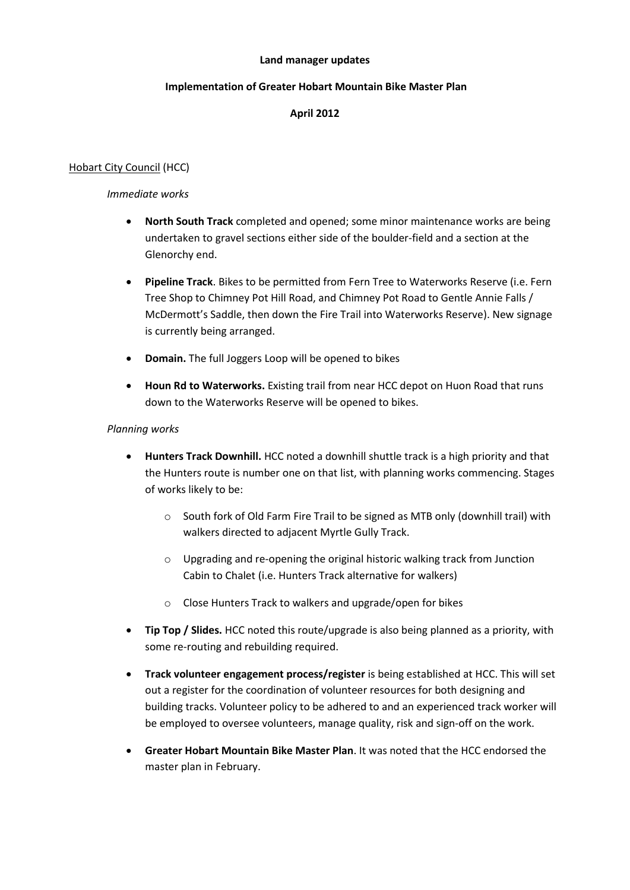**Land manager updates**

**Implementation of Greater Hobart Mountain Bike Master Plan**

**April 2012**

Hobart City Council (HCC)

*Immediate works*

- **North South Track** completed and opened; some minor maintenance works are being undertaken to gravel sections either side of the boulder-field and a section at the Glenorchy end.
- **Pipeline Track**. Bikes to be permitted from Fern Tree to Waterworks Reserve (i.e. Fern Tree Shop to Chimney Pot Hill Road, and Chimney Pot Road to Gentle Annie Falls / McDermott's Saddle, then down the Fire Trail into Waterworks Reserve). New signage is currently being arranged.
- **Domain.** The full Joggers Loop will be opened to bikes
- **Houn Rd to Waterworks.** Existing trail from near HCC depot on Huon Road that runs down to the Waterworks Reserve will be opened to bikes.

*Planning works*

- **Hunters Track Downhill.** HCC noted a downhill shuttle track is a high priority and that the Hunters route is number one on that list, with planning works commencing. Stages of works likely to be:
  - South fork of Old Farm Fire Trail to be signed as MTB only (downhill trail) with walkers directed to adjacent Myrtle Gully Track.
  - Upgrading and re-opening the original historic walking track from Junction Cabin to Chalet (i.e. Hunters Track alternative for walkers)
  - Close Hunters Track to walkers and upgrade/open for bikes
- **Tip Top / Slides.** HCC noted this route/upgrade is also being planned as a priority, with some re-routing and rebuilding required.
- **Track volunteer engagement process/register** is being established at HCC. This will set out a register for the coordination of volunteer resources for both designing and building tracks. Volunteer policy to be adhered to and an experienced track worker will be employed to oversee volunteers, manage quality, risk and sign-off on the work.
- **Greater Hobart Mountain Bike Master Plan**. It was noted that the HCC endorsed the master plan in February.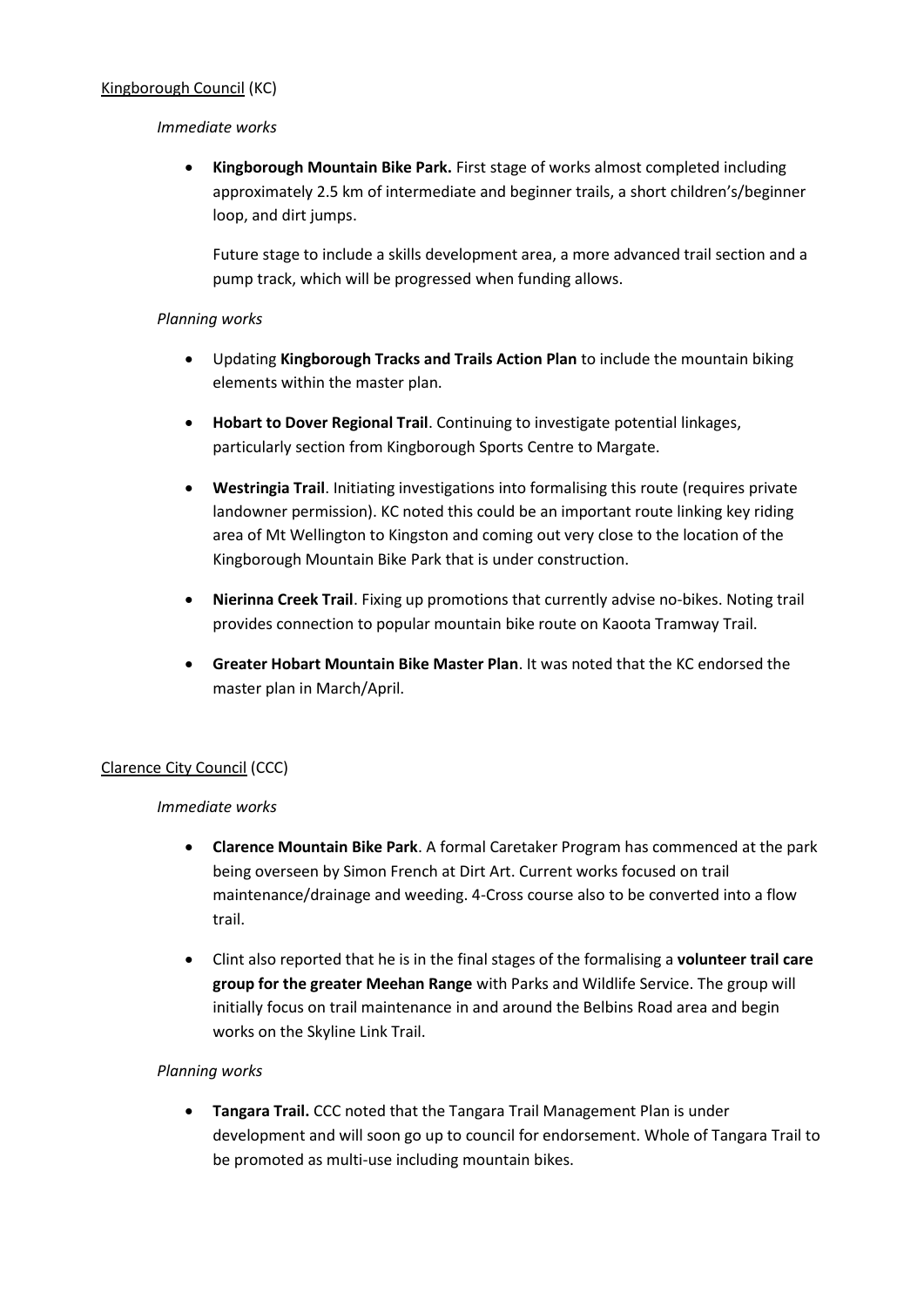Kingborough Council (KC)

*Immediate works*

- **Kingborough Mountain Bike Park.** First stage of works almost completed including approximately 2.5 km of intermediate and beginner trails, a short children's/beginner loop, and dirt jumps.

  Future stage to include a skills development area, a more advanced trail section and a pump track, which will be progressed when funding allows.

*Planning works*

- Updating **Kingborough Tracks and Trails Action Plan** to include the mountain biking elements within the master plan.
- **Hobart to Dover Regional Trail**. Continuing to investigate potential linkages, particularly section from Kingborough Sports Centre to Margate.
- **Westringia Trail**. Initiating investigations into formalising this route (requires private landowner permission). KC noted this could be an important route linking key riding area of Mt Wellington to Kingston and coming out very close to the location of the Kingborough Mountain Bike Park that is under construction.
- **Nierinna Creek Trail**. Fixing up promotions that currently advise no-bikes. Noting trail provides connection to popular mountain bike route on Kaoota Tramway Trail.
- **Greater Hobart Mountain Bike Master Plan**. It was noted that the KC endorsed the master plan in March/April.

Clarence City Council (CCC)

*Immediate works*

- **Clarence Mountain Bike Park**. A formal Caretaker Program has commenced at the park being overseen by Simon French at Dirt Art. Current works focused on trail maintenance/drainage and weeding. 4-Cross course also to be converted into a flow trail.
- Clint also reported that he is in the final stages of the formalising a **volunteer trail care group for the greater Meehan Range** with Parks and Wildlife Service. The group will initially focus on trail maintenance in and around the Belbins Road area and begin works on the Skyline Link Trail.

*Planning works*

- **Tangara Trail.** CCC noted that the Tangara Trail Management Plan is under development and will soon go up to council for endorsement. Whole of Tangara Trail to be promoted as multi-use including mountain bikes.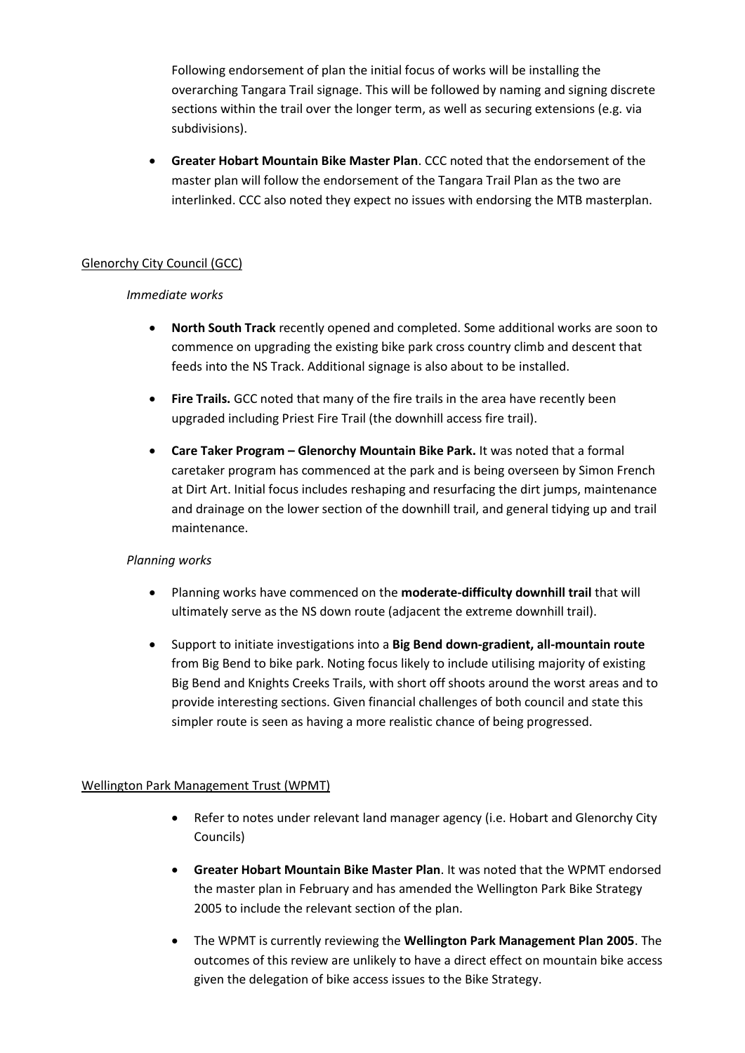Following endorsement of plan the initial focus of works will be installing the overarching Tangara Trail signage. This will be followed by naming and signing discrete sections within the trail over the longer term, as well as securing extensions (e.g. via subdivisions).

- **Greater Hobart Mountain Bike Master Plan**. CCC noted that the endorsement of the master plan will follow the endorsement of the Tangara Trail Plan as the two are interlinked. CCC also noted they expect no issues with endorsing the MTB masterplan.

<u>Glenorchy City Council (GCC)</u>

*Immediate works*

- **North South Track** recently opened and completed. Some additional works are soon to commence on upgrading the existing bike park cross country climb and descent that feeds into the NS Track. Additional signage is also about to be installed.
- **Fire Trails.** GCC noted that many of the fire trails in the area have recently been upgraded including Priest Fire Trail (the downhill access fire trail).
- **Care Taker Program – Glenorchy Mountain Bike Park.** It was noted that a formal caretaker program has commenced at the park and is being overseen by Simon French at Dirt Art. Initial focus includes reshaping and resurfacing the dirt jumps, maintenance and drainage on the lower section of the downhill trail, and general tidying up and trail maintenance.

*Planning works*

- Planning works have commenced on the **moderate-difficulty downhill trail** that will ultimately serve as the NS down route (adjacent the extreme downhill trail).
- Support to initiate investigations into a **Big Bend down-gradient, all-mountain route** from Big Bend to bike park. Noting focus likely to include utilising majority of existing Big Bend and Knights Creeks Trails, with short off shoots around the worst areas and to provide interesting sections. Given financial challenges of both council and state this simpler route is seen as having a more realistic chance of being progressed.

<u>Wellington Park Management Trust (WPMT)</u>

- Refer to notes under relevant land manager agency (i.e. Hobart and Glenorchy City Councils)
- **Greater Hobart Mountain Bike Master Plan**. It was noted that the WPMT endorsed the master plan in February and has amended the Wellington Park Bike Strategy 2005 to include the relevant section of the plan.
- The WPMT is currently reviewing the **Wellington Park Management Plan 2005**. The outcomes of this review are unlikely to have a direct effect on mountain bike access given the delegation of bike access issues to the Bike Strategy.